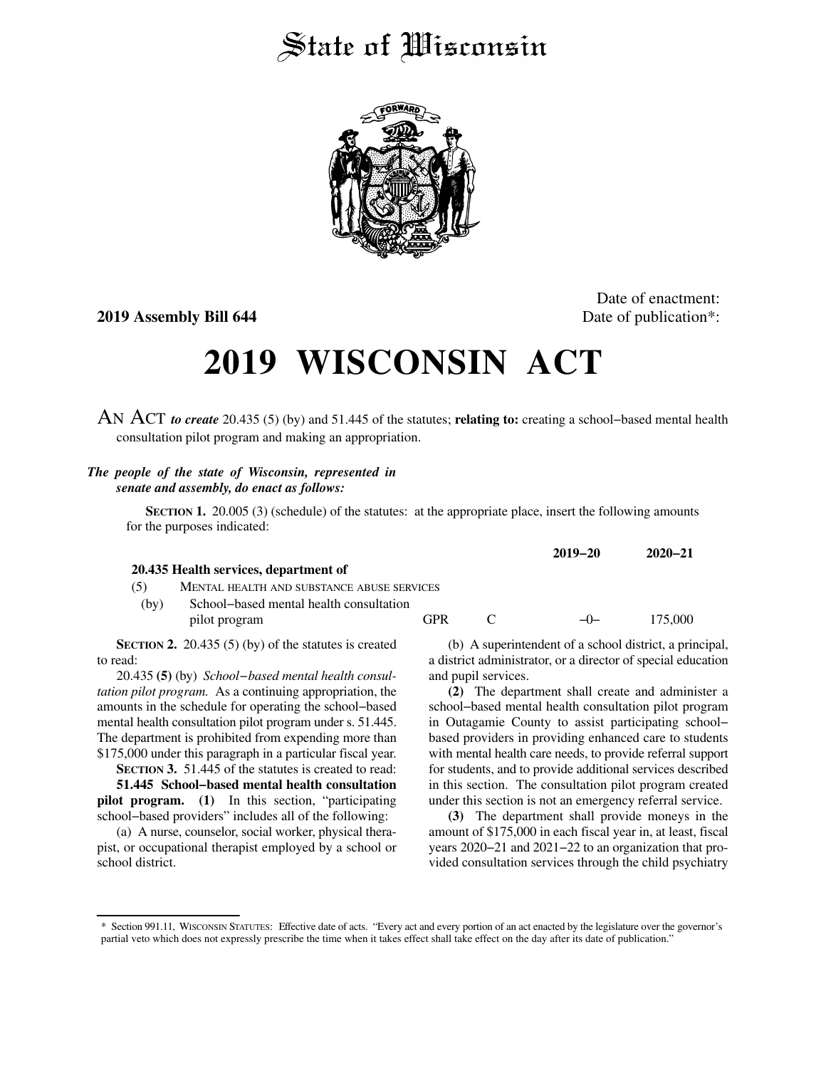# State of Wisconsin

**2019 Assembly Bill 644**

Date of enactment:
Date of publication*:

# 2019 WISCONSIN ACT

AN ACT ***to create*** 20.435 (5) (by) and 51.445 of the statutes; **relating to:** creating a school−based mental health consultation pilot program and making an appropriation.

***The people of the state of Wisconsin, represented in senate and assembly, do enact as follows:***

**SECTION 1.** 20.005 (3) (schedule) of the statutes: at the appropriate place, insert the following amounts for the purposes indicated:

| | | | | 2019−20 | 2020−21 |
|---|---|---|---|---|---|
| **20.435 Health services, department of** | | | | | |
| (5) | MENTAL HEALTH AND SUBSTANCE ABUSE SERVICES | | | | |
| (by) | School−based mental health consultation pilot program | GPR | C | −0− | 175,000 |

**SECTION 2.** 20.435 (5) (by) of the statutes is created to read:

20.435 **(5)** (by) *School−based mental health consultation pilot program.* As a continuing appropriation, the amounts in the schedule for operating the school−based mental health consultation pilot program under s. 51.445. The department is prohibited from expending more than $175,000 under this paragraph in a particular fiscal year.

**SECTION 3.** 51.445 of the statutes is created to read:

**51.445 School−based mental health consultation pilot program. (1)** In this section, "participating school−based providers" includes all of the following:

(a) A nurse, counselor, social worker, physical therapist, or occupational therapist employed by a school or school district.

(b) A superintendent of a school district, a principal, a district administrator, or a director of special education and pupil services.

**(2)** The department shall create and administer a school−based mental health consultation pilot program in Outagamie County to assist participating school−based providers in providing enhanced care to students with mental health care needs, to provide referral support for students, and to provide additional services described in this section. The consultation pilot program created under this section is not an emergency referral service.

**(3)** The department shall provide moneys in the amount of $175,000 in each fiscal year in, at least, fiscal years 2020−21 and 2021−22 to an organization that provided consultation services through the child psychiatry

\* Section 991.11, WISCONSIN STATUTES: Effective date of acts. "Every act and every portion of an act enacted by the legislature over the governor's partial veto which does not expressly prescribe the time when it takes effect shall take effect on the day after its date of publication."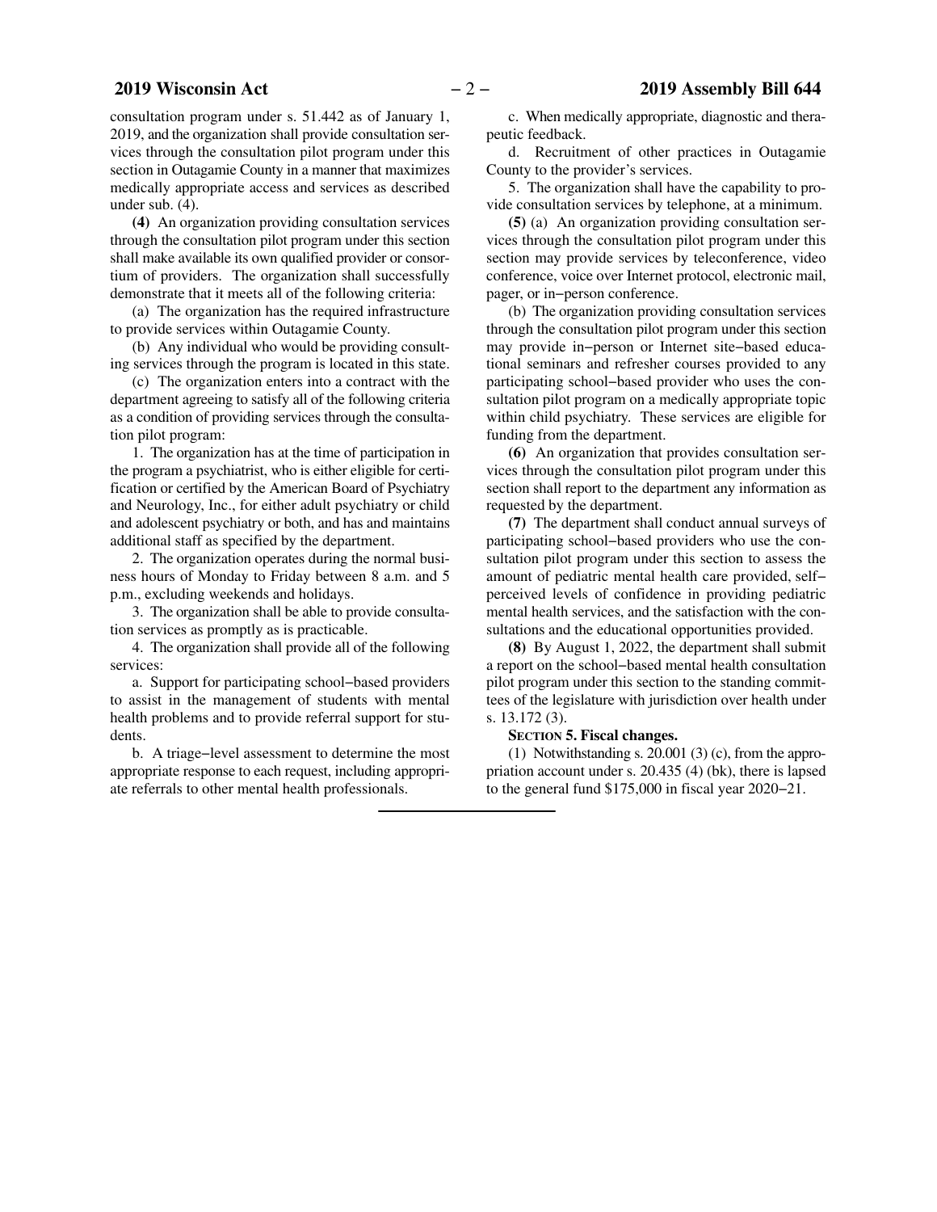consultation program under s. 51.442 as of January 1, 2019, and the organization shall provide consultation services through the consultation pilot program under this section in Outagamie County in a manner that maximizes medically appropriate access and services as described under sub. (4).

**(4)** An organization providing consultation services through the consultation pilot program under this section shall make available its own qualified provider or consortium of providers. The organization shall successfully demonstrate that it meets all of the following criteria:

(a) The organization has the required infrastructure to provide services within Outagamie County.

(b) Any individual who would be providing consulting services through the program is located in this state.

(c) The organization enters into a contract with the department agreeing to satisfy all of the following criteria as a condition of providing services through the consultation pilot program:

1. The organization has at the time of participation in the program a psychiatrist, who is either eligible for certification or certified by the American Board of Psychiatry and Neurology, Inc., for either adult psychiatry or child and adolescent psychiatry or both, and has and maintains additional staff as specified by the department.

2. The organization operates during the normal business hours of Monday to Friday between 8 a.m. and 5 p.m., excluding weekends and holidays.

3. The organization shall be able to provide consultation services as promptly as is practicable.

4. The organization shall provide all of the following services:

a. Support for participating school−based providers to assist in the management of students with mental health problems and to provide referral support for students.

b. A triage−level assessment to determine the most appropriate response to each request, including appropriate referrals to other mental health professionals.

c. When medically appropriate, diagnostic and therapeutic feedback.

d. Recruitment of other practices in Outagamie County to the provider's services.

5. The organization shall have the capability to provide consultation services by telephone, at a minimum.

**(5)** (a) An organization providing consultation services through the consultation pilot program under this section may provide services by teleconference, video conference, voice over Internet protocol, electronic mail, pager, or in−person conference.

(b) The organization providing consultation services through the consultation pilot program under this section may provide in−person or Internet site−based educational seminars and refresher courses provided to any participating school−based provider who uses the consultation pilot program on a medically appropriate topic within child psychiatry. These services are eligible for funding from the department.

**(6)** An organization that provides consultation services through the consultation pilot program under this section shall report to the department any information as requested by the department.

**(7)** The department shall conduct annual surveys of participating school−based providers who use the consultation pilot program under this section to assess the amount of pediatric mental health care provided, self−perceived levels of confidence in providing pediatric mental health services, and the satisfaction with the consultations and the educational opportunities provided.

**(8)** By August 1, 2022, the department shall submit a report on the school−based mental health consultation pilot program under this section to the standing committees of the legislature with jurisdiction over health under s. 13.172 (3).

**SECTION 5. Fiscal changes.**

(1) Notwithstanding s. 20.001 (3) (c), from the appropriation account under s. 20.435 (4) (bk), there is lapsed to the general fund $175,000 in fiscal year 2020−21.